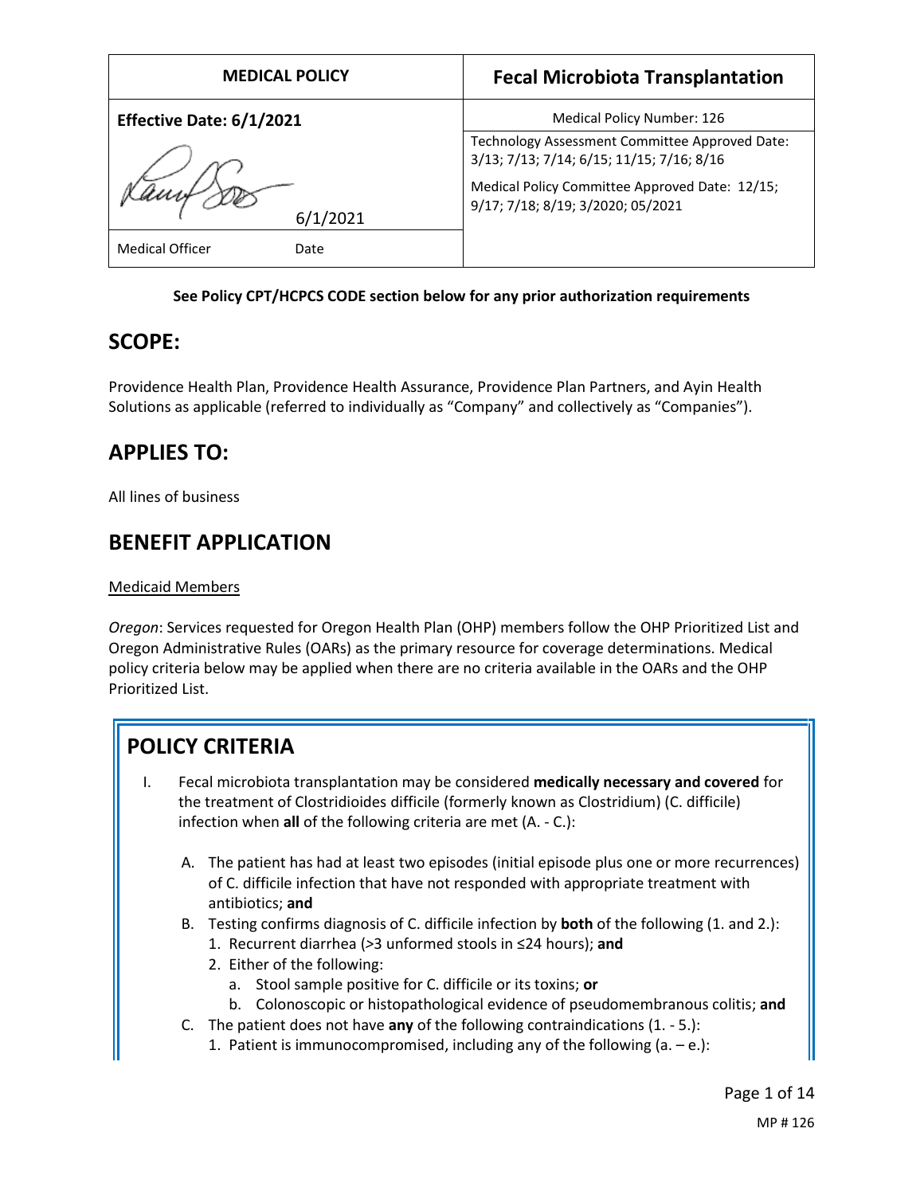| MEDICAL POLICY | Fecal Microbiota Transplantation |
|---|---|
| **Effective Date: 6/1/2021** | Medical Policy Number: 126 |
| 6/1/2021 | Technology Assessment Committee Approved Date: 3/13; 7/13; 7/14; 6/15; 11/15; 7/16; 8/16<br>Medical Policy Committee Approved Date: 12/15; 9/17; 7/18; 8/19; 3/2020; 05/2021 |
| Medical Officer Date | |

**See Policy CPT/HCPCS CODE section below for any prior authorization requirements**

## SCOPE:

Providence Health Plan, Providence Health Assurance, Providence Plan Partners, and Ayin Health Solutions as applicable (referred to individually as "Company" and collectively as "Companies").

## APPLIES TO:

All lines of business

## BENEFIT APPLICATION

Medicaid Members

*Oregon*: Services requested for Oregon Health Plan (OHP) members follow the OHP Prioritized List and Oregon Administrative Rules (OARs) as the primary resource for coverage determinations. Medical policy criteria below may be applied when there are no criteria available in the OARs and the OHP Prioritized List.

## POLICY CRITERIA

I. Fecal microbiota transplantation may be considered **medically necessary and covered** for the treatment of Clostridioides difficile (formerly known as Clostridium) (C. difficile) infection when **all** of the following criteria are met (A. - C.):

   A. The patient has had at least two episodes (initial episode plus one or more recurrences) of C. difficile infection that have not responded with appropriate treatment with antibiotics; **and**
   B. Testing confirms diagnosis of C. difficile infection by **both** of the following (1. and 2.):
      1. Recurrent diarrhea (>3 unformed stools in ≤24 hours); **and**
      2. Either of the following:
         a. Stool sample positive for C. difficile or its toxins; **or**
         b. Colonoscopic or histopathological evidence of pseudomembranous colitis; **and**
   C. The patient does not have **any** of the following contraindications (1. - 5.):
      1. Patient is immunocompromised, including any of the following (a. – e.):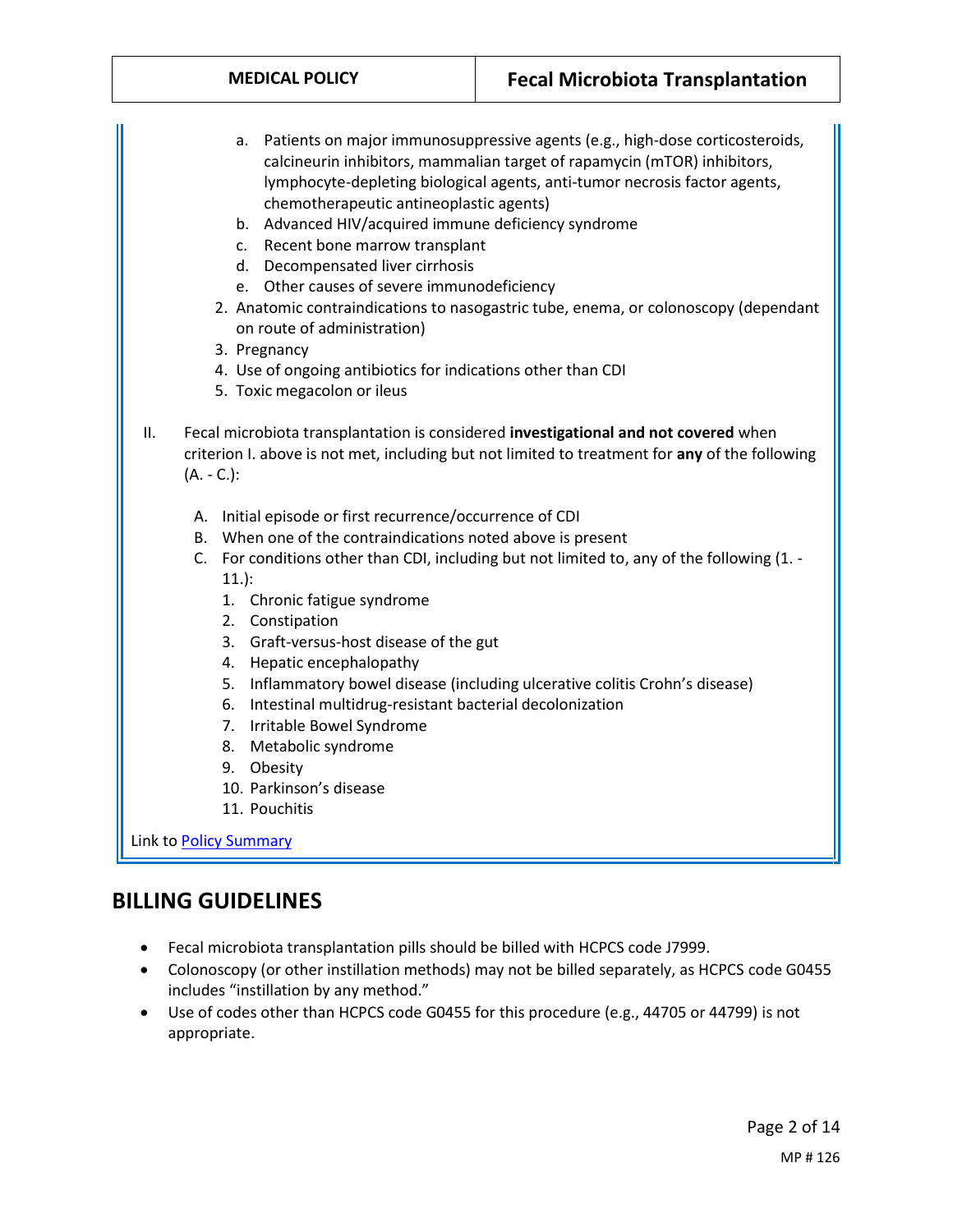a. Patients on major immunosuppressive agents (e.g., high-dose corticosteroids, calcineurin inhibitors, mammalian target of rapamycin (mTOR) inhibitors, lymphocyte-depleting biological agents, anti-tumor necrosis factor agents, chemotherapeutic antineoplastic agents)
b. Advanced HIV/acquired immune deficiency syndrome
c. Recent bone marrow transplant
d. Decompensated liver cirrhosis
e. Other causes of severe immunodeficiency

2. Anatomic contraindications to nasogastric tube, enema, or colonoscopy (dependant on route of administration)
3. Pregnancy
4. Use of ongoing antibiotics for indications other than CDI
5. Toxic megacolon or ileus

II. Fecal microbiota transplantation is considered **investigational and not covered** when criterion I. above is not met, including but not limited to treatment for **any** of the following (A. - C.):

A. Initial episode or first recurrence/occurrence of CDI
B. When one of the contraindications noted above is present
C. For conditions other than CDI, including but not limited to, any of the following (1. - 11.):
   1. Chronic fatigue syndrome
   2. Constipation
   3. Graft-versus-host disease of the gut
   4. Hepatic encephalopathy
   5. Inflammatory bowel disease (including ulcerative colitis Crohn's disease)
   6. Intestinal multidrug-resistant bacterial decolonization
   7. Irritable Bowel Syndrome
   8. Metabolic syndrome
   9. Obesity
   10. Parkinson's disease
   11. Pouchitis

Link to Policy Summary

## BILLING GUIDELINES

- Fecal microbiota transplantation pills should be billed with HCPCS code J7999.
- Colonoscopy (or other instillation methods) may not be billed separately, as HCPCS code G0455 includes "instillation by any method."
- Use of codes other than HCPCS code G0455 for this procedure (e.g., 44705 or 44799) is not appropriate.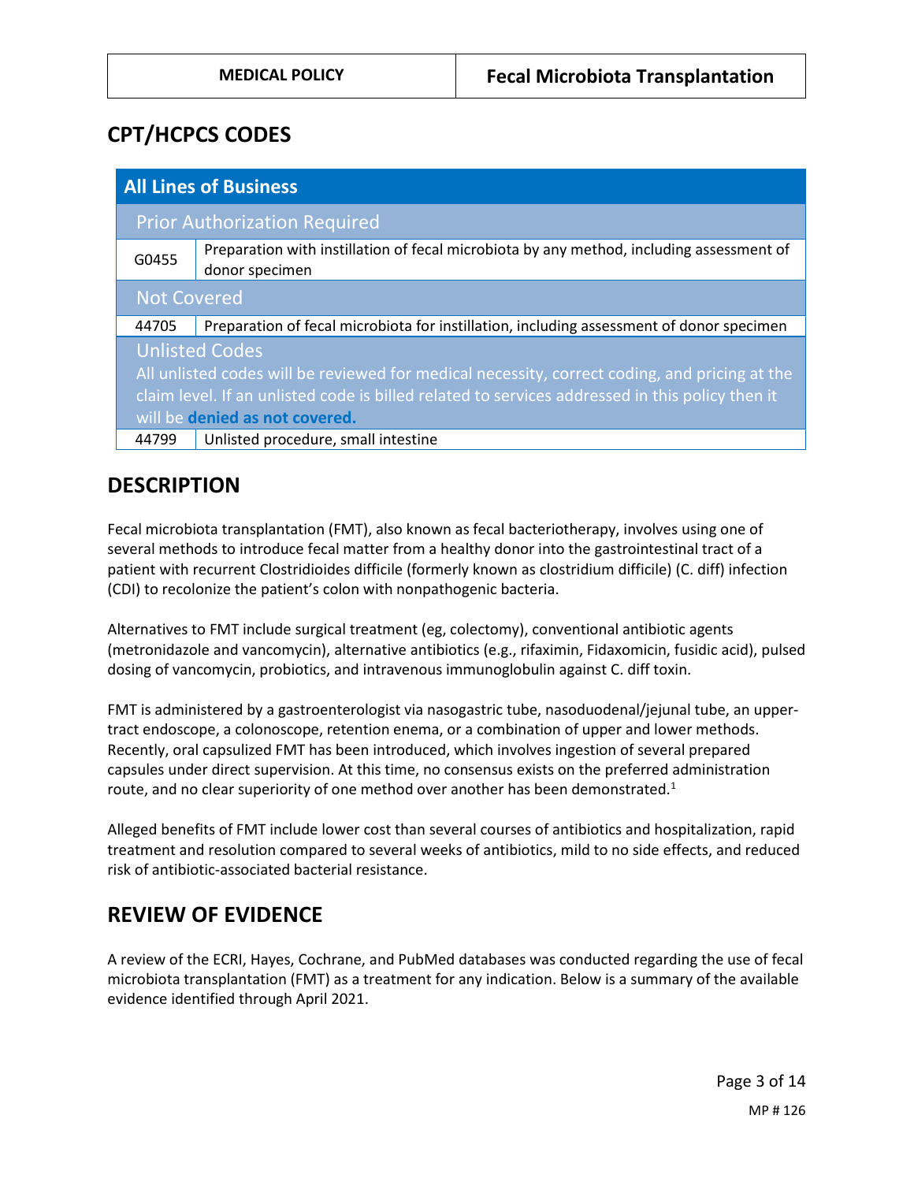## CPT/HCPCS CODES

| All Lines of Business | |
|---|---|
| **Prior Authorization Required** | |
| G0455 | Preparation with instillation of fecal microbiota by any method, including assessment of donor specimen |
| **Not Covered** | |
| 44705 | Preparation of fecal microbiota for instillation, including assessment of donor specimen |
| **Unlisted Codes** All unlisted codes will be reviewed for medical necessity, correct coding, and pricing at the claim level. If an unlisted code is billed related to services addressed in this policy then it will be **denied as not covered.** | |
| 44799 | Unlisted procedure, small intestine |

## DESCRIPTION

Fecal microbiota transplantation (FMT), also known as fecal bacteriotherapy, involves using one of several methods to introduce fecal matter from a healthy donor into the gastrointestinal tract of a patient with recurrent Clostridioides difficile (formerly known as clostridium difficile) (C. diff) infection (CDI) to recolonize the patient's colon with nonpathogenic bacteria.

Alternatives to FMT include surgical treatment (eg, colectomy), conventional antibiotic agents (metronidazole and vancomycin), alternative antibiotics (e.g., rifaximin, Fidaxomicin, fusidic acid), pulsed dosing of vancomycin, probiotics, and intravenous immunoglobulin against C. diff toxin.

FMT is administered by a gastroenterologist via nasogastric tube, nasoduodenal/jejunal tube, an upper-tract endoscope, a colonoscope, retention enema, or a combination of upper and lower methods. Recently, oral capsulized FMT has been introduced, which involves ingestion of several prepared capsules under direct supervision. At this time, no consensus exists on the preferred administration route, and no clear superiority of one method over another has been demonstrated.[1]

Alleged benefits of FMT include lower cost than several courses of antibiotics and hospitalization, rapid treatment and resolution compared to several weeks of antibiotics, mild to no side effects, and reduced risk of antibiotic-associated bacterial resistance.

## REVIEW OF EVIDENCE

A review of the ECRI, Hayes, Cochrane, and PubMed databases was conducted regarding the use of fecal microbiota transplantation (FMT) as a treatment for any indication. Below is a summary of the available evidence identified through April 2021.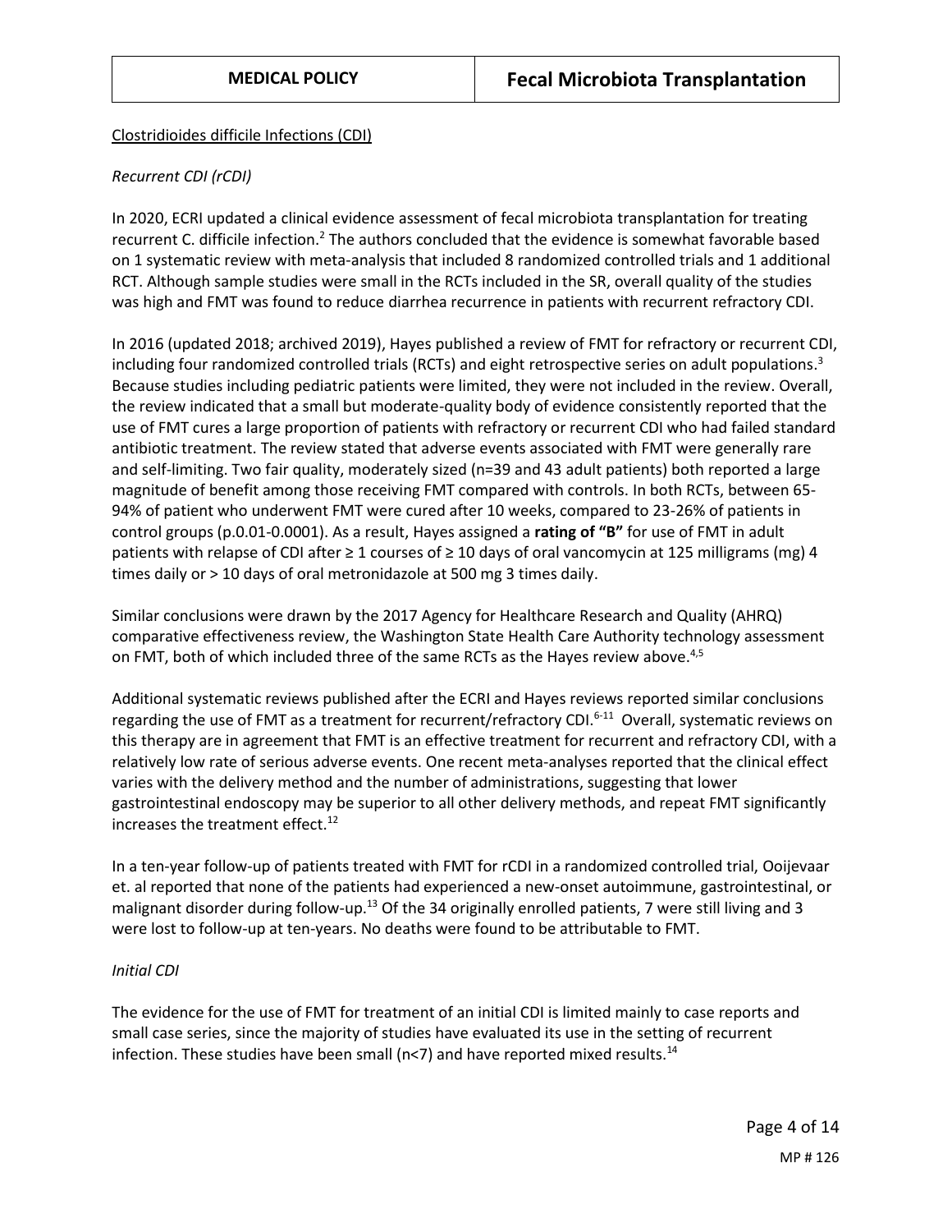Clostridioides difficile Infections (CDI)

*Recurrent CDI (rCDI)*

In 2020, ECRI updated a clinical evidence assessment of fecal microbiota transplantation for treating recurrent C. difficile infection.[2] The authors concluded that the evidence is somewhat favorable based on 1 systematic review with meta-analysis that included 8 randomized controlled trials and 1 additional RCT. Although sample studies were small in the RCTs included in the SR, overall quality of the studies was high and FMT was found to reduce diarrhea recurrence in patients with recurrent refractory CDI.

In 2016 (updated 2018; archived 2019), Hayes published a review of FMT for refractory or recurrent CDI, including four randomized controlled trials (RCTs) and eight retrospective series on adult populations.[3] Because studies including pediatric patients were limited, they were not included in the review. Overall, the review indicated that a small but moderate-quality body of evidence consistently reported that the use of FMT cures a large proportion of patients with refractory or recurrent CDI who had failed standard antibiotic treatment. The review stated that adverse events associated with FMT were generally rare and self-limiting. Two fair quality, moderately sized (n=39 and 43 adult patients) both reported a large magnitude of benefit among those receiving FMT compared with controls. In both RCTs, between 65-94% of patient who underwent FMT were cured after 10 weeks, compared to 23-26% of patients in control groups (p.0.01-0.0001). As a result, Hayes assigned a **rating of "B"** for use of FMT in adult patients with relapse of CDI after ≥ 1 courses of ≥ 10 days of oral vancomycin at 125 milligrams (mg) 4 times daily or > 10 days of oral metronidazole at 500 mg 3 times daily.

Similar conclusions were drawn by the 2017 Agency for Healthcare Research and Quality (AHRQ) comparative effectiveness review, the Washington State Health Care Authority technology assessment on FMT, both of which included three of the same RCTs as the Hayes review above.[4,5]

Additional systematic reviews published after the ECRI and Hayes reviews reported similar conclusions regarding the use of FMT as a treatment for recurrent/refractory CDI.[6-11] Overall, systematic reviews on this therapy are in agreement that FMT is an effective treatment for recurrent and refractory CDI, with a relatively low rate of serious adverse events. One recent meta-analyses reported that the clinical effect varies with the delivery method and the number of administrations, suggesting that lower gastrointestinal endoscopy may be superior to all other delivery methods, and repeat FMT significantly increases the treatment effect.[12]

In a ten-year follow-up of patients treated with FMT for rCDI in a randomized controlled trial, Ooijevaar et. al reported that none of the patients had experienced a new-onset autoimmune, gastrointestinal, or malignant disorder during follow-up.[13] Of the 34 originally enrolled patients, 7 were still living and 3 were lost to follow-up at ten-years. No deaths were found to be attributable to FMT.

*Initial CDI*

The evidence for the use of FMT for treatment of an initial CDI is limited mainly to case reports and small case series, since the majority of studies have evaluated its use in the setting of recurrent infection. These studies have been small (n<7) and have reported mixed results.[14]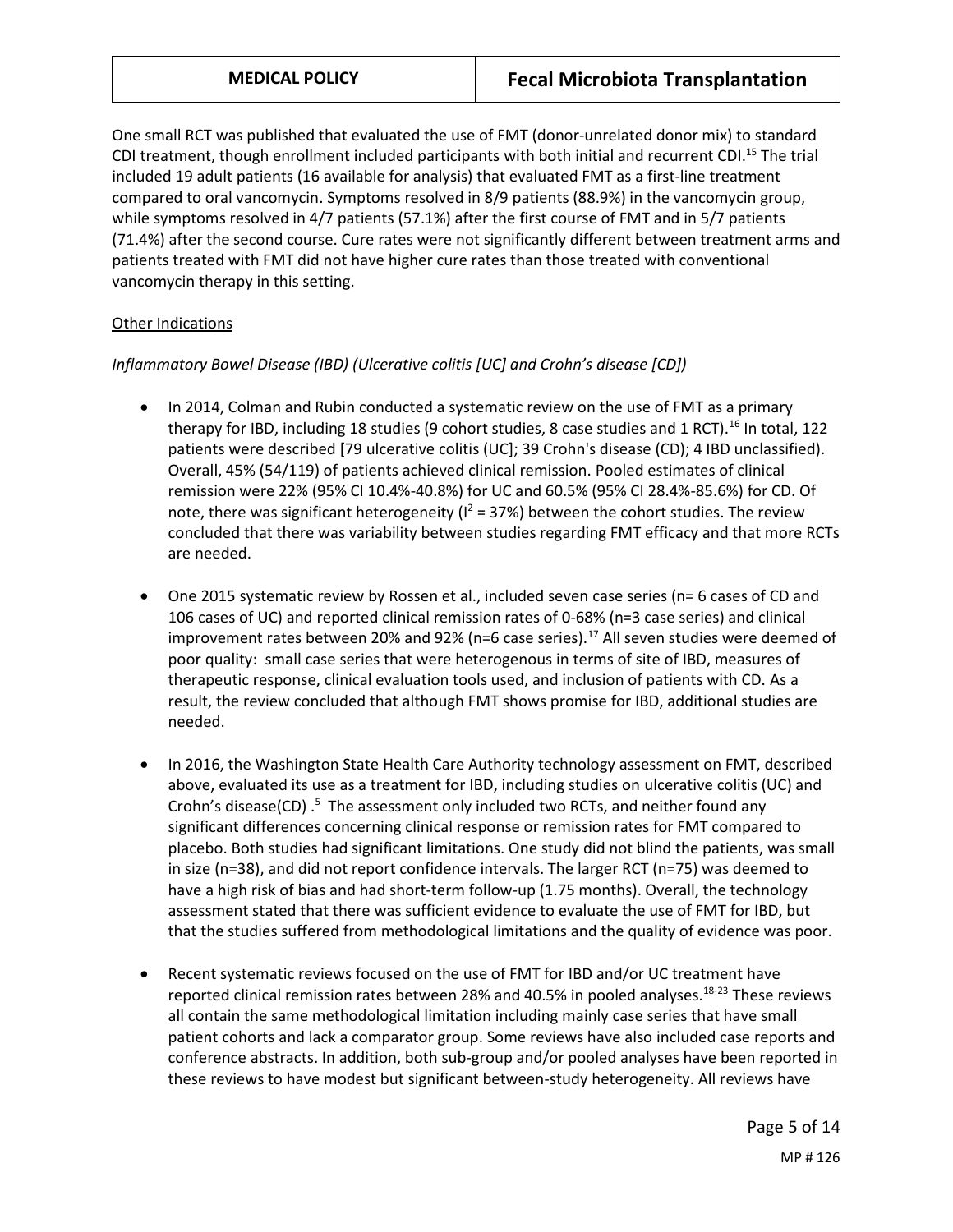One small RCT was published that evaluated the use of FMT (donor-unrelated donor mix) to standard CDI treatment, though enrollment included participants with both initial and recurrent CDI.[15] The trial included 19 adult patients (16 available for analysis) that evaluated FMT as a first-line treatment compared to oral vancomycin. Symptoms resolved in 8/9 patients (88.9%) in the vancomycin group, while symptoms resolved in 4/7 patients (57.1%) after the first course of FMT and in 5/7 patients (71.4%) after the second course. Cure rates were not significantly different between treatment arms and patients treated with FMT did not have higher cure rates than those treated with conventional vancomycin therapy in this setting.

<u>Other Indications</u>

*Inflammatory Bowel Disease (IBD) (Ulcerative colitis [UC] and Crohn's disease [CD])*

- In 2014, Colman and Rubin conducted a systematic review on the use of FMT as a primary therapy for IBD, including 18 studies (9 cohort studies, 8 case studies and 1 RCT).[16] In total, 122 patients were described [79 ulcerative colitis (UC); 39 Crohn's disease (CD); 4 IBD unclassified). Overall, 45% (54/119) of patients achieved clinical remission. Pooled estimates of clinical remission were 22% (95% CI 10.4%-40.8%) for UC and 60.5% (95% CI 28.4%-85.6%) for CD. Of note, there was significant heterogeneity ($I^2$ = 37%) between the cohort studies. The review concluded that there was variability between studies regarding FMT efficacy and that more RCTs are needed.

- One 2015 systematic review by Rossen et al., included seven case series (n= 6 cases of CD and 106 cases of UC) and reported clinical remission rates of 0-68% (n=3 case series) and clinical improvement rates between 20% and 92% (n=6 case series).[17] All seven studies were deemed of poor quality: small case series that were heterogenous in terms of site of IBD, measures of therapeutic response, clinical evaluation tools used, and inclusion of patients with CD. As a result, the review concluded that although FMT shows promise for IBD, additional studies are needed.

- In 2016, the Washington State Health Care Authority technology assessment on FMT, described above, evaluated its use as a treatment for IBD, including studies on ulcerative colitis (UC) and Crohn's disease(CD) .[5] The assessment only included two RCTs, and neither found any significant differences concerning clinical response or remission rates for FMT compared to placebo. Both studies had significant limitations. One study did not blind the patients, was small in size (n=38), and did not report confidence intervals. The larger RCT (n=75) was deemed to have a high risk of bias and had short-term follow-up (1.75 months). Overall, the technology assessment stated that there was sufficient evidence to evaluate the use of FMT for IBD, but that the studies suffered from methodological limitations and the quality of evidence was poor.

- Recent systematic reviews focused on the use of FMT for IBD and/or UC treatment have reported clinical remission rates between 28% and 40.5% in pooled analyses.[18-23] These reviews all contain the same methodological limitation including mainly case series that have small patient cohorts and lack a comparator group. Some reviews have also included case reports and conference abstracts. In addition, both sub-group and/or pooled analyses have been reported in these reviews to have modest but significant between-study heterogeneity. All reviews have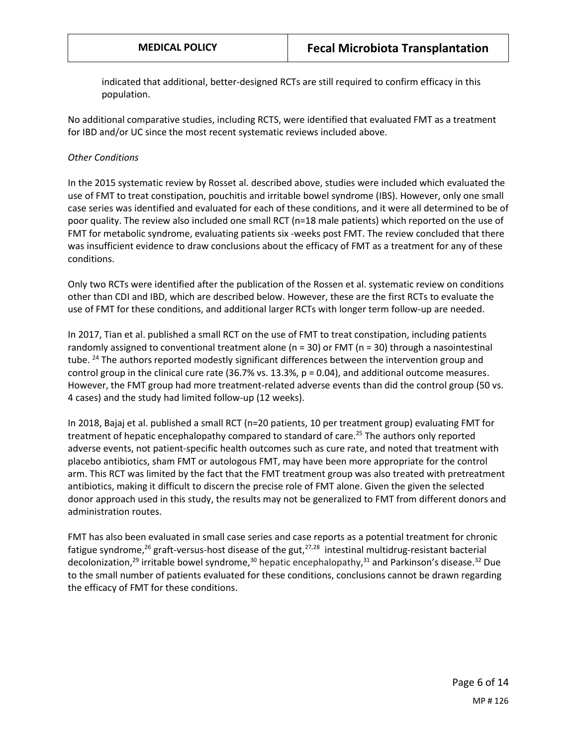indicated that additional, better-designed RCTs are still required to confirm efficacy in this population.

No additional comparative studies, including RCTS, were identified that evaluated FMT as a treatment for IBD and/or UC since the most recent systematic reviews included above.

*Other Conditions*

In the 2015 systematic review by Rosset al. described above, studies were included which evaluated the use of FMT to treat constipation, pouchitis and irritable bowel syndrome (IBS). However, only one small case series was identified and evaluated for each of these conditions, and it were all determined to be of poor quality. The review also included one small RCT (n=18 male patients) which reported on the use of FMT for metabolic syndrome, evaluating patients six -weeks post FMT. The review concluded that there was insufficient evidence to draw conclusions about the efficacy of FMT as a treatment for any of these conditions.

Only two RCTs were identified after the publication of the Rossen et al. systematic review on conditions other than CDI and IBD, which are described below. However, these are the first RCTs to evaluate the use of FMT for these conditions, and additional larger RCTs with longer term follow-up are needed.

In 2017, Tian et al. published a small RCT on the use of FMT to treat constipation, including patients randomly assigned to conventional treatment alone (n = 30) or FMT (n = 30) through a nasointestinal tube. [24] The authors reported modestly significant differences between the intervention group and control group in the clinical cure rate (36.7% vs. 13.3%, p = 0.04), and additional outcome measures. However, the FMT group had more treatment-related adverse events than did the control group (50 vs. 4 cases) and the study had limited follow-up (12 weeks).

In 2018, Bajaj et al. published a small RCT (n=20 patients, 10 per treatment group) evaluating FMT for treatment of hepatic encephalopathy compared to standard of care.[25] The authors only reported adverse events, not patient-specific health outcomes such as cure rate, and noted that treatment with placebo antibiotics, sham FMT or autologous FMT, may have been more appropriate for the control arm. This RCT was limited by the fact that the FMT treatment group was also treated with pretreatment antibiotics, making it difficult to discern the precise role of FMT alone. Given the given the selected donor approach used in this study, the results may not be generalized to FMT from different donors and administration routes.

FMT has also been evaluated in small case series and case reports as a potential treatment for chronic fatigue syndrome,[26] graft-versus-host disease of the gut,[27,28] intestinal multidrug-resistant bacterial decolonization,[29] irritable bowel syndrome,[30] hepatic encephalopathy,[31] and Parkinson's disease.[32] Due to the small number of patients evaluated for these conditions, conclusions cannot be drawn regarding the efficacy of FMT for these conditions.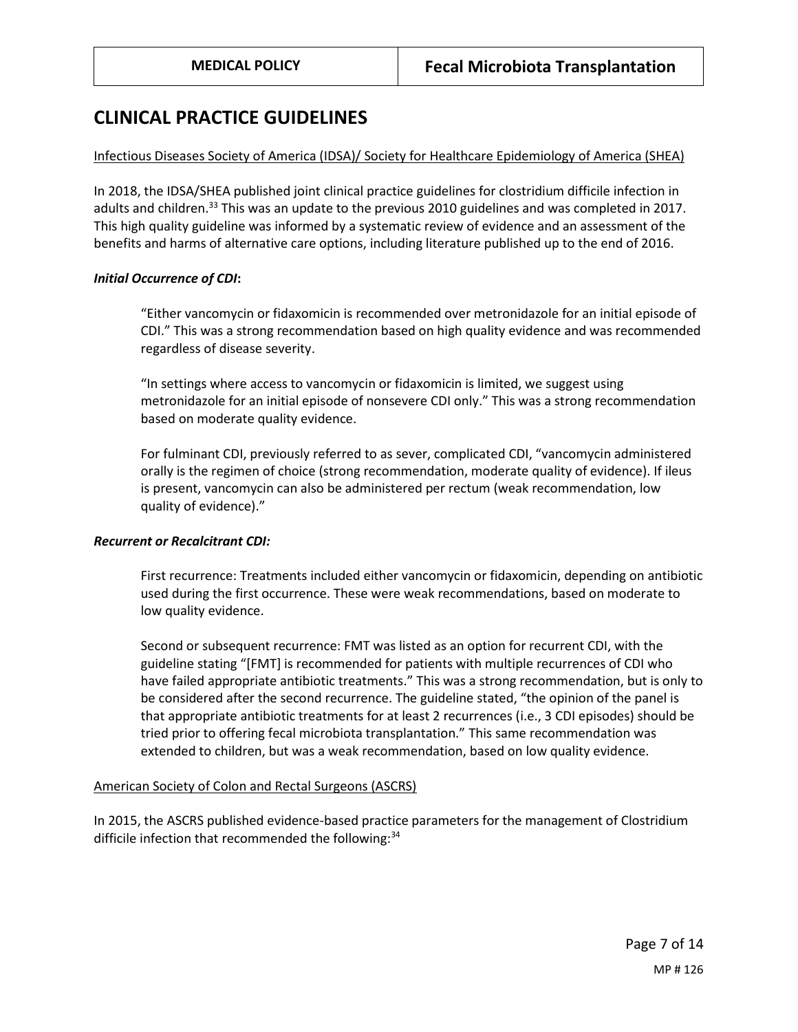## CLINICAL PRACTICE GUIDELINES

Infectious Diseases Society of America (IDSA)/ Society for Healthcare Epidemiology of America (SHEA)

In 2018, the IDSA/SHEA published joint clinical practice guidelines for clostridium difficile infection in adults and children.[33] This was an update to the previous 2010 guidelines and was completed in 2017. This high quality guideline was informed by a systematic review of evidence and an assessment of the benefits and harms of alternative care options, including literature published up to the end of 2016.

***Initial Occurrence of CDI*:**

> "Either vancomycin or fidaxomicin is recommended over metronidazole for an initial episode of CDI." This was a strong recommendation based on high quality evidence and was recommended regardless of disease severity.
>
> "In settings where access to vancomycin or fidaxomicin is limited, we suggest using metronidazole for an initial episode of nonsevere CDI only." This was a strong recommendation based on moderate quality evidence.
>
> For fulminant CDI, previously referred to as sever, complicated CDI, "vancomycin administered orally is the regimen of choice (strong recommendation, moderate quality of evidence). If ileus is present, vancomycin can also be administered per rectum (weak recommendation, low quality of evidence)."

***Recurrent or Recalcitrant CDI:***

> First recurrence: Treatments included either vancomycin or fidaxomicin, depending on antibiotic used during the first occurrence. These were weak recommendations, based on moderate to low quality evidence.
>
> Second or subsequent recurrence: FMT was listed as an option for recurrent CDI, with the guideline stating "[FMT] is recommended for patients with multiple recurrences of CDI who have failed appropriate antibiotic treatments." This was a strong recommendation, but is only to be considered after the second recurrence. The guideline stated, "the opinion of the panel is that appropriate antibiotic treatments for at least 2 recurrences (i.e., 3 CDI episodes) should be tried prior to offering fecal microbiota transplantation." This same recommendation was extended to children, but was a weak recommendation, based on low quality evidence.

American Society of Colon and Rectal Surgeons (ASCRS)

In 2015, the ASCRS published evidence-based practice parameters for the management of Clostridium difficile infection that recommended the following:[34]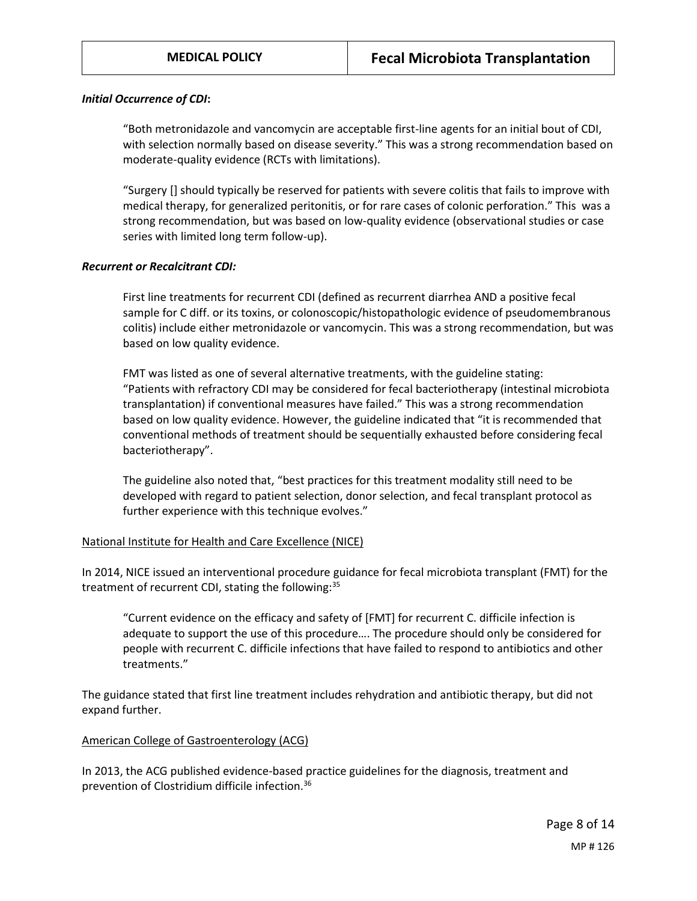***Initial Occurrence of CDI*:**

> "Both metronidazole and vancomycin are acceptable first-line agents for an initial bout of CDI, with selection normally based on disease severity." This was a strong recommendation based on moderate-quality evidence (RCTs with limitations).
>
> "Surgery [] should typically be reserved for patients with severe colitis that fails to improve with medical therapy, for generalized peritonitis, or for rare cases of colonic perforation." This was a strong recommendation, but was based on low-quality evidence (observational studies or case series with limited long term follow-up).

***Recurrent or Recalcitrant CDI:***

> First line treatments for recurrent CDI (defined as recurrent diarrhea AND a positive fecal sample for C diff. or its toxins, or colonoscopic/histopathologic evidence of pseudomembranous colitis) include either metronidazole or vancomycin. This was a strong recommendation, but was based on low quality evidence.
>
> FMT was listed as one of several alternative treatments, with the guideline stating: "Patients with refractory CDI may be considered for fecal bacteriotherapy (intestinal microbiota transplantation) if conventional measures have failed." This was a strong recommendation based on low quality evidence. However, the guideline indicated that "it is recommended that conventional methods of treatment should be sequentially exhausted before considering fecal bacteriotherapy".
>
> The guideline also noted that, "best practices for this treatment modality still need to be developed with regard to patient selection, donor selection, and fecal transplant protocol as further experience with this technique evolves."

National Institute for Health and Care Excellence (NICE)

In 2014, NICE issued an interventional procedure guidance for fecal microbiota transplant (FMT) for the treatment of recurrent CDI, stating the following:[35]

> "Current evidence on the efficacy and safety of [FMT] for recurrent C. difficile infection is adequate to support the use of this procedure…. The procedure should only be considered for people with recurrent C. difficile infections that have failed to respond to antibiotics and other treatments."

The guidance stated that first line treatment includes rehydration and antibiotic therapy, but did not expand further.

American College of Gastroenterology (ACG)

In 2013, the ACG published evidence-based practice guidelines for the diagnosis, treatment and prevention of Clostridium difficile infection.[36]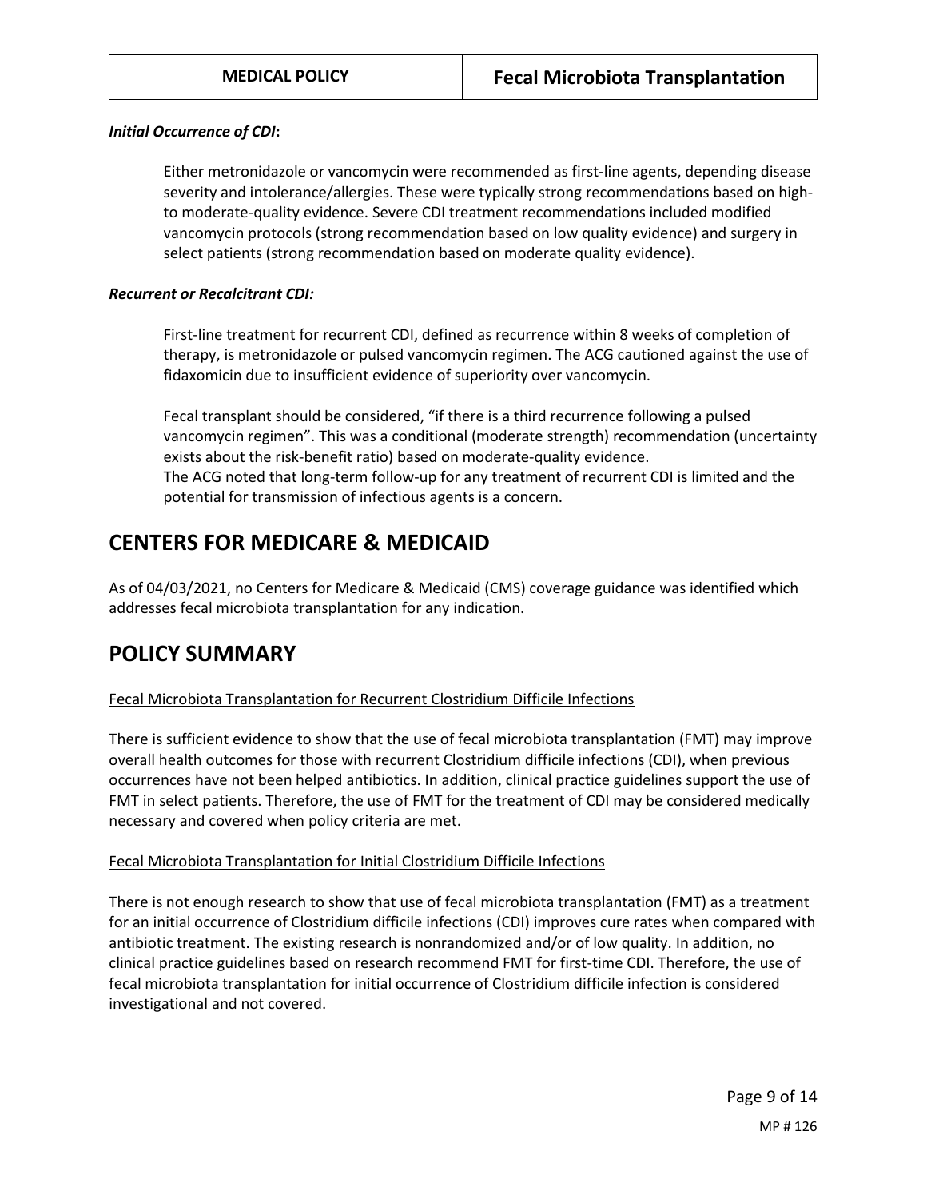***Initial Occurrence of CDI*:**

Either metronidazole or vancomycin were recommended as first-line agents, depending disease severity and intolerance/allergies. These were typically strong recommendations based on high- to moderate-quality evidence. Severe CDI treatment recommendations included modified vancomycin protocols (strong recommendation based on low quality evidence) and surgery in select patients (strong recommendation based on moderate quality evidence).

***Recurrent or Recalcitrant CDI:***

First-line treatment for recurrent CDI, defined as recurrence within 8 weeks of completion of therapy, is metronidazole or pulsed vancomycin regimen. The ACG cautioned against the use of fidaxomicin due to insufficient evidence of superiority over vancomycin.

Fecal transplant should be considered, "if there is a third recurrence following a pulsed vancomycin regimen". This was a conditional (moderate strength) recommendation (uncertainty exists about the risk-benefit ratio) based on moderate-quality evidence.
The ACG noted that long-term follow-up for any treatment of recurrent CDI is limited and the potential for transmission of infectious agents is a concern.

# CENTERS FOR MEDICARE & MEDICAID

As of 04/03/2021, no Centers for Medicare & Medicaid (CMS) coverage guidance was identified which addresses fecal microbiota transplantation for any indication.

# POLICY SUMMARY

Fecal Microbiota Transplantation for Recurrent Clostridium Difficile Infections

There is sufficient evidence to show that the use of fecal microbiota transplantation (FMT) may improve overall health outcomes for those with recurrent Clostridium difficile infections (CDI), when previous occurrences have not been helped antibiotics. In addition, clinical practice guidelines support the use of FMT in select patients. Therefore, the use of FMT for the treatment of CDI may be considered medically necessary and covered when policy criteria are met.

Fecal Microbiota Transplantation for Initial Clostridium Difficile Infections

There is not enough research to show that use of fecal microbiota transplantation (FMT) as a treatment for an initial occurrence of Clostridium difficile infections (CDI) improves cure rates when compared with antibiotic treatment. The existing research is nonrandomized and/or of low quality. In addition, no clinical practice guidelines based on research recommend FMT for first-time CDI. Therefore, the use of fecal microbiota transplantation for initial occurrence of Clostridium difficile infection is considered investigational and not covered.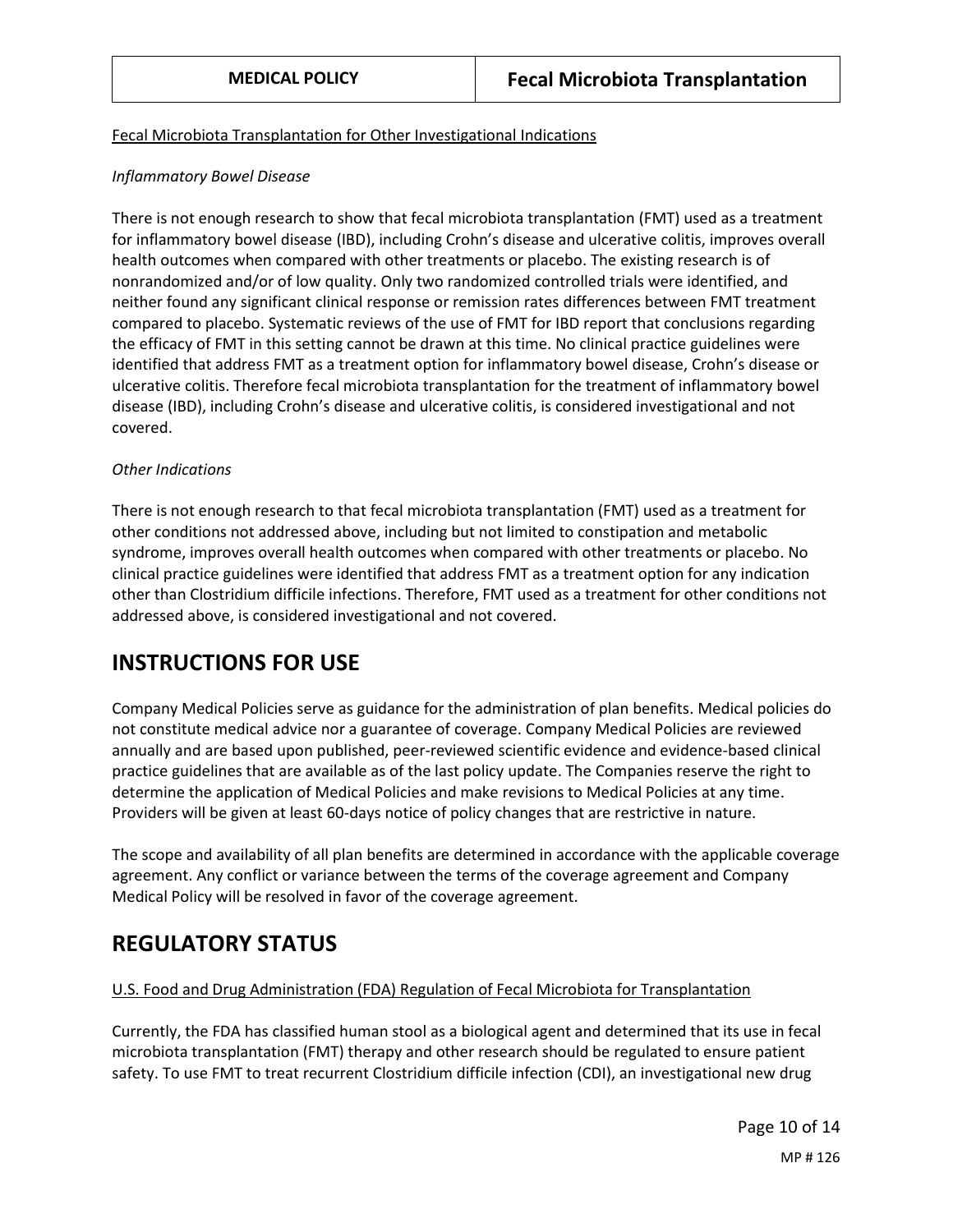#### Fecal Microbiota Transplantation for Other Investigational Indications

*Inflammatory Bowel Disease*

There is not enough research to show that fecal microbiota transplantation (FMT) used as a treatment for inflammatory bowel disease (IBD), including Crohn's disease and ulcerative colitis, improves overall health outcomes when compared with other treatments or placebo. The existing research is of nonrandomized and/or of low quality. Only two randomized controlled trials were identified, and neither found any significant clinical response or remission rates differences between FMT treatment compared to placebo. Systematic reviews of the use of FMT for IBD report that conclusions regarding the efficacy of FMT in this setting cannot be drawn at this time. No clinical practice guidelines were identified that address FMT as a treatment option for inflammatory bowel disease, Crohn's disease or ulcerative colitis. Therefore fecal microbiota transplantation for the treatment of inflammatory bowel disease (IBD), including Crohn's disease and ulcerative colitis, is considered investigational and not covered.

*Other Indications*

There is not enough research to that fecal microbiota transplantation (FMT) used as a treatment for other conditions not addressed above, including but not limited to constipation and metabolic syndrome, improves overall health outcomes when compared with other treatments or placebo. No clinical practice guidelines were identified that address FMT as a treatment option for any indication other than Clostridium difficile infections. Therefore, FMT used as a treatment for other conditions not addressed above, is considered investigational and not covered.

## INSTRUCTIONS FOR USE

Company Medical Policies serve as guidance for the administration of plan benefits. Medical policies do not constitute medical advice nor a guarantee of coverage. Company Medical Policies are reviewed annually and are based upon published, peer-reviewed scientific evidence and evidence-based clinical practice guidelines that are available as of the last policy update. The Companies reserve the right to determine the application of Medical Policies and make revisions to Medical Policies at any time. Providers will be given at least 60-days notice of policy changes that are restrictive in nature.

The scope and availability of all plan benefits are determined in accordance with the applicable coverage agreement. Any conflict or variance between the terms of the coverage agreement and Company Medical Policy will be resolved in favor of the coverage agreement.

## REGULATORY STATUS

#### U.S. Food and Drug Administration (FDA) Regulation of Fecal Microbiota for Transplantation

Currently, the FDA has classified human stool as a biological agent and determined that its use in fecal microbiota transplantation (FMT) therapy and other research should be regulated to ensure patient safety. To use FMT to treat recurrent Clostridium difficile infection (CDI), an investigational new drug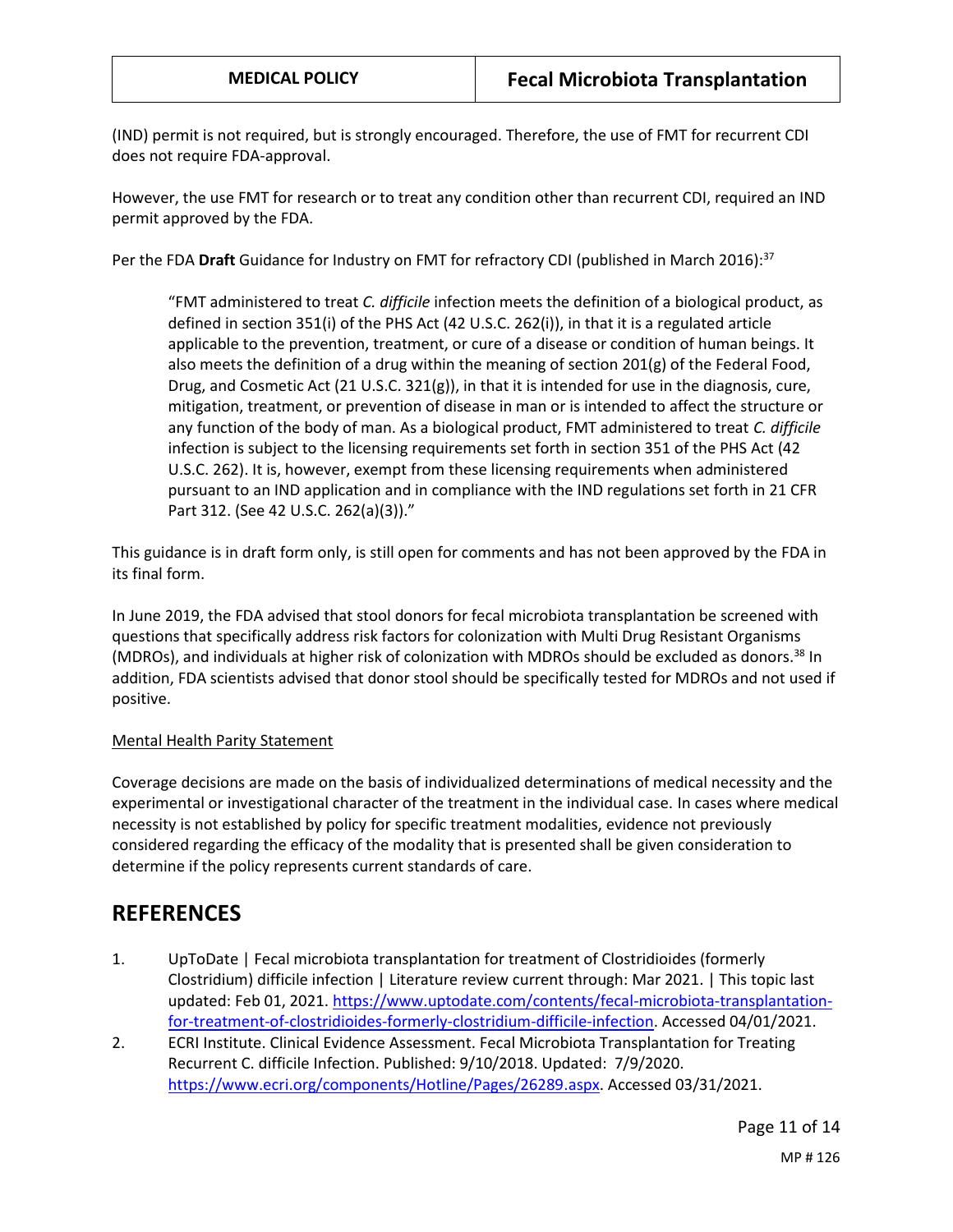(IND) permit is not required, but is strongly encouraged. Therefore, the use of FMT for recurrent CDI does not require FDA-approval.

However, the use FMT for research or to treat any condition other than recurrent CDI, required an IND permit approved by the FDA.

Per the FDA **Draft** Guidance for Industry on FMT for refractory CDI (published in March 2016):[37]

> "FMT administered to treat *C. difficile* infection meets the definition of a biological product, as defined in section 351(i) of the PHS Act (42 U.S.C. 262(i)), in that it is a regulated article applicable to the prevention, treatment, or cure of a disease or condition of human beings. It also meets the definition of a drug within the meaning of section 201(g) of the Federal Food, Drug, and Cosmetic Act (21 U.S.C. 321(g)), in that it is intended for use in the diagnosis, cure, mitigation, treatment, or prevention of disease in man or is intended to affect the structure or any function of the body of man. As a biological product, FMT administered to treat *C. difficile* infection is subject to the licensing requirements set forth in section 351 of the PHS Act (42 U.S.C. 262). It is, however, exempt from these licensing requirements when administered pursuant to an IND application and in compliance with the IND regulations set forth in 21 CFR Part 312. (See 42 U.S.C. 262(a)(3))."

This guidance is in draft form only, is still open for comments and has not been approved by the FDA in its final form.

In June 2019, the FDA advised that stool donors for fecal microbiota transplantation be screened with questions that specifically address risk factors for colonization with Multi Drug Resistant Organisms (MDROs), and individuals at higher risk of colonization with MDROs should be excluded as donors.[38] In addition, FDA scientists advised that donor stool should be specifically tested for MDROs and not used if positive.

Mental Health Parity Statement

Coverage decisions are made on the basis of individualized determinations of medical necessity and the experimental or investigational character of the treatment in the individual case. In cases where medical necessity is not established by policy for specific treatment modalities, evidence not previously considered regarding the efficacy of the modality that is presented shall be given consideration to determine if the policy represents current standards of care.

## REFERENCES

1. UpToDate | Fecal microbiota transplantation for treatment of Clostridioides (formerly Clostridium) difficile infection | Literature review current through: Mar 2021. | This topic last updated: Feb 01, 2021. https://www.uptodate.com/contents/fecal-microbiota-transplantation-for-treatment-of-clostridioides-formerly-clostridium-difficile-infection. Accessed 04/01/2021.
2. ECRI Institute. Clinical Evidence Assessment. Fecal Microbiota Transplantation for Treating Recurrent C. difficile Infection. Published: 9/10/2018. Updated: 7/9/2020. https://www.ecri.org/components/Hotline/Pages/26289.aspx. Accessed 03/31/2021.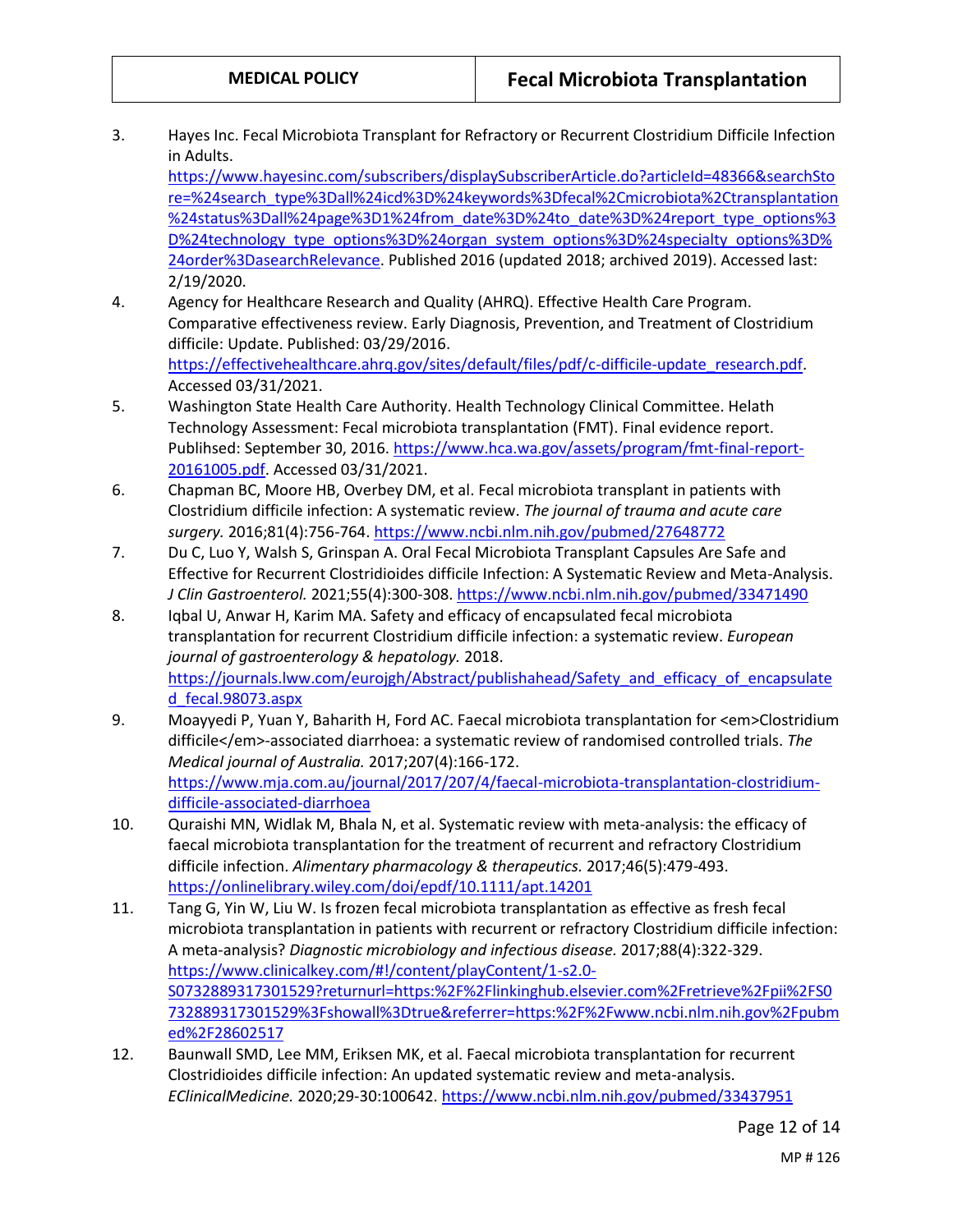3. Hayes Inc. Fecal Microbiota Transplant for Refractory or Recurrent Clostridium Difficile Infection in Adults. https://www.hayesinc.com/subscribers/displaySubscriberArticle.do?articleId=48366&searchStore=%24search_type%3Dall%24icd%3D%24keywords%3Dfecal%2Cmicrobiota%2Ctransplantation%24status%3Dall%24page%3D1%24from_date%3D%24to_date%3D%24report_type_options%3D%24technology_type_options%3D%24organ_system_options%3D%24specialty_options%3D%24order%3DasearchRelevance. Published 2016 (updated 2018; archived 2019). Accessed last: 2/19/2020.
4. Agency for Healthcare Research and Quality (AHRQ). Effective Health Care Program. Comparative effectiveness review. Early Diagnosis, Prevention, and Treatment of Clostridium difficile: Update. Published: 03/29/2016. https://effectivehealthcare.ahrq.gov/sites/default/files/pdf/c-difficile-update_research.pdf. Accessed 03/31/2021.
5. Washington State Health Care Authority. Health Technology Clinical Committee. Helath Technology Assessment: Fecal microbiota transplantation (FMT). Final evidence report. Publihsed: September 30, 2016. https://www.hca.wa.gov/assets/program/fmt-final-report-20161005.pdf. Accessed 03/31/2021.
6. Chapman BC, Moore HB, Overbey DM, et al. Fecal microbiota transplant in patients with Clostridium difficile infection: A systematic review. *The journal of trauma and acute care surgery.* 2016;81(4):756-764. https://www.ncbi.nlm.nih.gov/pubmed/27648772
7. Du C, Luo Y, Walsh S, Grinspan A. Oral Fecal Microbiota Transplant Capsules Are Safe and Effective for Recurrent Clostridioides difficile Infection: A Systematic Review and Meta-Analysis. *J Clin Gastroenterol.* 2021;55(4):300-308. https://www.ncbi.nlm.nih.gov/pubmed/33471490
8. Iqbal U, Anwar H, Karim MA. Safety and efficacy of encapsulated fecal microbiota transplantation for recurrent Clostridium difficile infection: a systematic review. *European journal of gastroenterology & hepatology.* 2018. https://journals.lww.com/eurojgh/Abstract/publishahead/Safety_and_efficacy_of_encapsulated_fecal.98073.aspx
9. Moayyedi P, Yuan Y, Baharith H, Ford AC. Faecal microbiota transplantation for <em>Clostridium difficile</em>-associated diarrhoea: a systematic review of randomised controlled trials. *The Medical journal of Australia.* 2017;207(4):166-172. https://www.mja.com.au/journal/2017/207/4/faecal-microbiota-transplantation-clostridium-difficile-associated-diarrhoea
10. Quraishi MN, Widlak M, Bhala N, et al. Systematic review with meta-analysis: the efficacy of faecal microbiota transplantation for the treatment of recurrent and refractory Clostridium difficile infection. *Alimentary pharmacology & therapeutics.* 2017;46(5):479-493. https://onlinelibrary.wiley.com/doi/epdf/10.1111/apt.14201
11. Tang G, Yin W, Liu W. Is frozen fecal microbiota transplantation as effective as fresh fecal microbiota transplantation in patients with recurrent or refractory Clostridium difficile infection: A meta-analysis? *Diagnostic microbiology and infectious disease.* 2017;88(4):322-329. https://www.clinicalkey.com/#!/content/playContent/1-s2.0-S0732889317301529?returnurl=https:%2F%2Flinkinghub.elsevier.com%2Fretrieve%2Fpii%2FS0732889317301529%3Fshowall%3Dtrue&referrer=https:%2F%2Fwww.ncbi.nlm.nih.gov%2Fpubmed%2F28602517
12. Baunwall SMD, Lee MM, Eriksen MK, et al. Faecal microbiota transplantation for recurrent Clostridioides difficile infection: An updated systematic review and meta-analysis. *EClinicalMedicine.* 2020;29-30:100642. https://www.ncbi.nlm.nih.gov/pubmed/33437951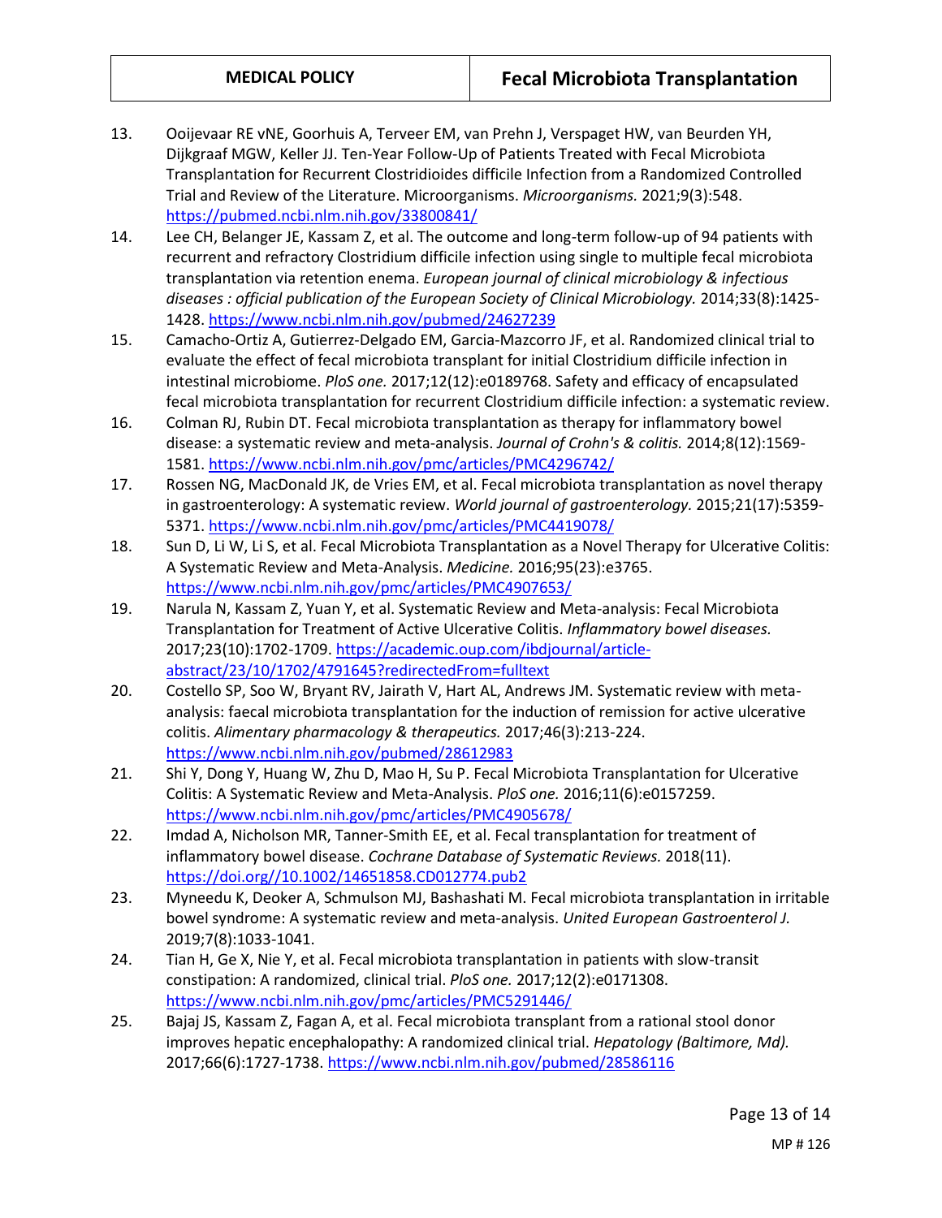13. Ooijevaar RE vNE, Goorhuis A, Terveer EM, van Prehn J, Verspaget HW, van Beurden YH, Dijkgraaf MGW, Keller JJ. Ten-Year Follow-Up of Patients Treated with Fecal Microbiota Transplantation for Recurrent Clostridioides difficile Infection from a Randomized Controlled Trial and Review of the Literature. Microorganisms. *Microorganisms.* 2021;9(3):548. https://pubmed.ncbi.nlm.nih.gov/33800841/
14. Lee CH, Belanger JE, Kassam Z, et al. The outcome and long-term follow-up of 94 patients with recurrent and refractory Clostridium difficile infection using single to multiple fecal microbiota transplantation via retention enema. *European journal of clinical microbiology & infectious diseases : official publication of the European Society of Clinical Microbiology.* 2014;33(8):1425-1428. https://www.ncbi.nlm.nih.gov/pubmed/24627239
15. Camacho-Ortiz A, Gutierrez-Delgado EM, Garcia-Mazcorro JF, et al. Randomized clinical trial to evaluate the effect of fecal microbiota transplant for initial Clostridium difficile infection in intestinal microbiome. *PloS one.* 2017;12(12):e0189768. Safety and efficacy of encapsulated fecal microbiota transplantation for recurrent Clostridium difficile infection: a systematic review.
16. Colman RJ, Rubin DT. Fecal microbiota transplantation as therapy for inflammatory bowel disease: a systematic review and meta-analysis. *Journal of Crohn's & colitis.* 2014;8(12):1569-1581. https://www.ncbi.nlm.nih.gov/pmc/articles/PMC4296742/
17. Rossen NG, MacDonald JK, de Vries EM, et al. Fecal microbiota transplantation as novel therapy in gastroenterology: A systematic review. *World journal of gastroenterology.* 2015;21(17):5359-5371. https://www.ncbi.nlm.nih.gov/pmc/articles/PMC4419078/
18. Sun D, Li W, Li S, et al. Fecal Microbiota Transplantation as a Novel Therapy for Ulcerative Colitis: A Systematic Review and Meta-Analysis. *Medicine.* 2016;95(23):e3765. https://www.ncbi.nlm.nih.gov/pmc/articles/PMC4907653/
19. Narula N, Kassam Z, Yuan Y, et al. Systematic Review and Meta-analysis: Fecal Microbiota Transplantation for Treatment of Active Ulcerative Colitis. *Inflammatory bowel diseases.* 2017;23(10):1702-1709. https://academic.oup.com/ibdjournal/article-abstract/23/10/1702/4791645?redirectedFrom=fulltext
20. Costello SP, Soo W, Bryant RV, Jairath V, Hart AL, Andrews JM. Systematic review with meta-analysis: faecal microbiota transplantation for the induction of remission for active ulcerative colitis. *Alimentary pharmacology & therapeutics.* 2017;46(3):213-224. https://www.ncbi.nlm.nih.gov/pubmed/28612983
21. Shi Y, Dong Y, Huang W, Zhu D, Mao H, Su P. Fecal Microbiota Transplantation for Ulcerative Colitis: A Systematic Review and Meta-Analysis. *PloS one.* 2016;11(6):e0157259. https://www.ncbi.nlm.nih.gov/pmc/articles/PMC4905678/
22. Imdad A, Nicholson MR, Tanner-Smith EE, et al. Fecal transplantation for treatment of inflammatory bowel disease. *Cochrane Database of Systematic Reviews.* 2018(11). https://doi.org//10.1002/14651858.CD012774.pub2
23. Myneedu K, Deoker A, Schmulson MJ, Bashashati M. Fecal microbiota transplantation in irritable bowel syndrome: A systematic review and meta-analysis. *United European Gastroenterol J.* 2019;7(8):1033-1041.
24. Tian H, Ge X, Nie Y, et al. Fecal microbiota transplantation in patients with slow-transit constipation: A randomized, clinical trial. *PloS one.* 2017;12(2):e0171308. https://www.ncbi.nlm.nih.gov/pmc/articles/PMC5291446/
25. Bajaj JS, Kassam Z, Fagan A, et al. Fecal microbiota transplant from a rational stool donor improves hepatic encephalopathy: A randomized clinical trial. *Hepatology (Baltimore, Md).* 2017;66(6):1727-1738. https://www.ncbi.nlm.nih.gov/pubmed/28586116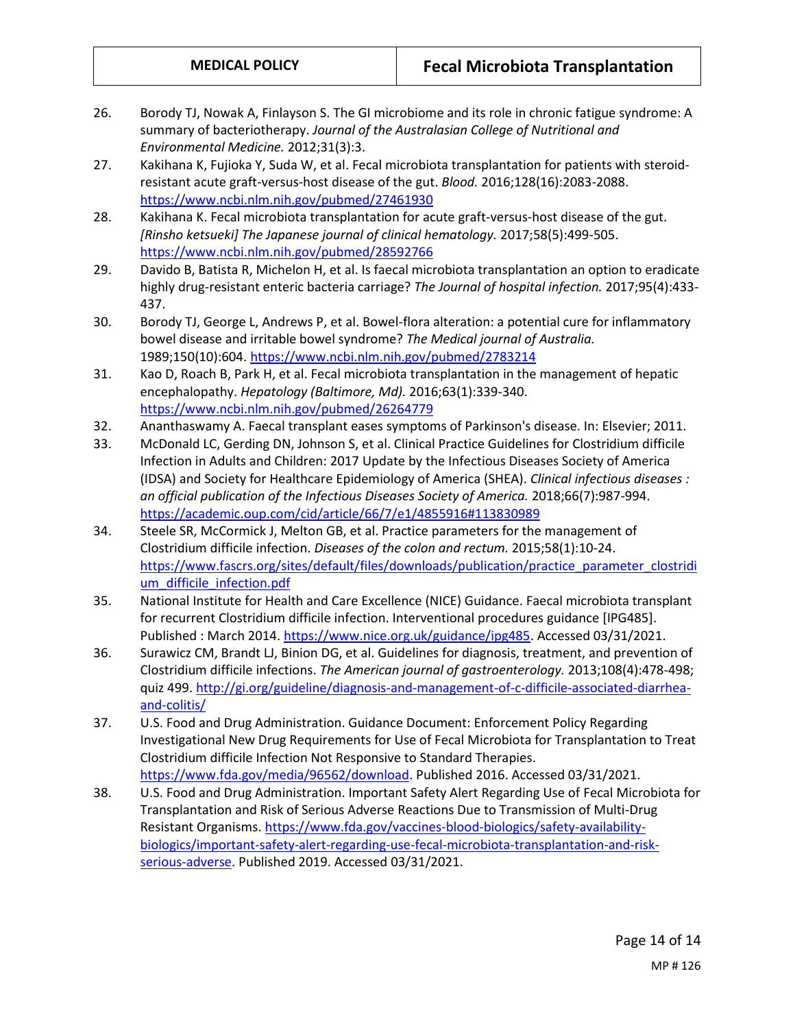26. Borody TJ, Nowak A, Finlayson S. The GI microbiome and its role in chronic fatigue syndrome: A summary of bacteriotherapy. *Journal of the Australasian College of Nutritional and Environmental Medicine.* 2012;31(3):3.
27. Kakihana K, Fujioka Y, Suda W, et al. Fecal microbiota transplantation for patients with steroid-resistant acute graft-versus-host disease of the gut. *Blood.* 2016;128(16):2083-2088. https://www.ncbi.nlm.nih.gov/pubmed/27461930
28. Kakihana K. Fecal microbiota transplantation for acute graft-versus-host disease of the gut. *[Rinsho ketsueki] The Japanese journal of clinical hematology.* 2017;58(5):499-505. https://www.ncbi.nlm.nih.gov/pubmed/28592766
29. Davido B, Batista R, Michelon H, et al. Is faecal microbiota transplantation an option to eradicate highly drug-resistant enteric bacteria carriage? *The Journal of hospital infection.* 2017;95(4):433-437.
30. Borody TJ, George L, Andrews P, et al. Bowel-flora alteration: a potential cure for inflammatory bowel disease and irritable bowel syndrome? *The Medical journal of Australia.* 1989;150(10):604. https://www.ncbi.nlm.nih.gov/pubmed/2783214
31. Kao D, Roach B, Park H, et al. Fecal microbiota transplantation in the management of hepatic encephalopathy. *Hepatology (Baltimore, Md).* 2016;63(1):339-340. https://www.ncbi.nlm.nih.gov/pubmed/26264779
32. Ananthaswamy A. Faecal transplant eases symptoms of Parkinson's disease. In: Elsevier; 2011.
33. McDonald LC, Gerding DN, Johnson S, et al. Clinical Practice Guidelines for Clostridium difficile Infection in Adults and Children: 2017 Update by the Infectious Diseases Society of America (IDSA) and Society for Healthcare Epidemiology of America (SHEA). *Clinical infectious diseases : an official publication of the Infectious Diseases Society of America.* 2018;66(7):987-994. https://academic.oup.com/cid/article/66/7/e1/4855916#113830989
34. Steele SR, McCormick J, Melton GB, et al. Practice parameters for the management of Clostridium difficile infection. *Diseases of the colon and rectum.* 2015;58(1):10-24. https://www.fascrs.org/sites/default/files/downloads/publication/practice_parameter_clostridium_difficile_infection.pdf
35. National Institute for Health and Care Excellence (NICE) Guidance. Faecal microbiota transplant for recurrent Clostridium difficile infection. Interventional procedures guidance [IPG485]. Published : March 2014. https://www.nice.org.uk/guidance/ipg485. Accessed 03/31/2021.
36. Surawicz CM, Brandt LJ, Binion DG, et al. Guidelines for diagnosis, treatment, and prevention of Clostridium difficile infections. *The American journal of gastroenterology.* 2013;108(4):478-498; quiz 499. http://gi.org/guideline/diagnosis-and-management-of-c-difficile-associated-diarrhea-and-colitis/
37. U.S. Food and Drug Administration. Guidance Document: Enforcement Policy Regarding Investigational New Drug Requirements for Use of Fecal Microbiota for Transplantation to Treat Clostridium difficile Infection Not Responsive to Standard Therapies. https://www.fda.gov/media/96562/download. Published 2016. Accessed 03/31/2021.
38. U.S. Food and Drug Administration. Important Safety Alert Regarding Use of Fecal Microbiota for Transplantation and Risk of Serious Adverse Reactions Due to Transmission of Multi-Drug Resistant Organisms. https://www.fda.gov/vaccines-blood-biologics/safety-availability-biologics/important-safety-alert-regarding-use-fecal-microbiota-transplantation-and-risk-serious-adverse. Published 2019. Accessed 03/31/2021.